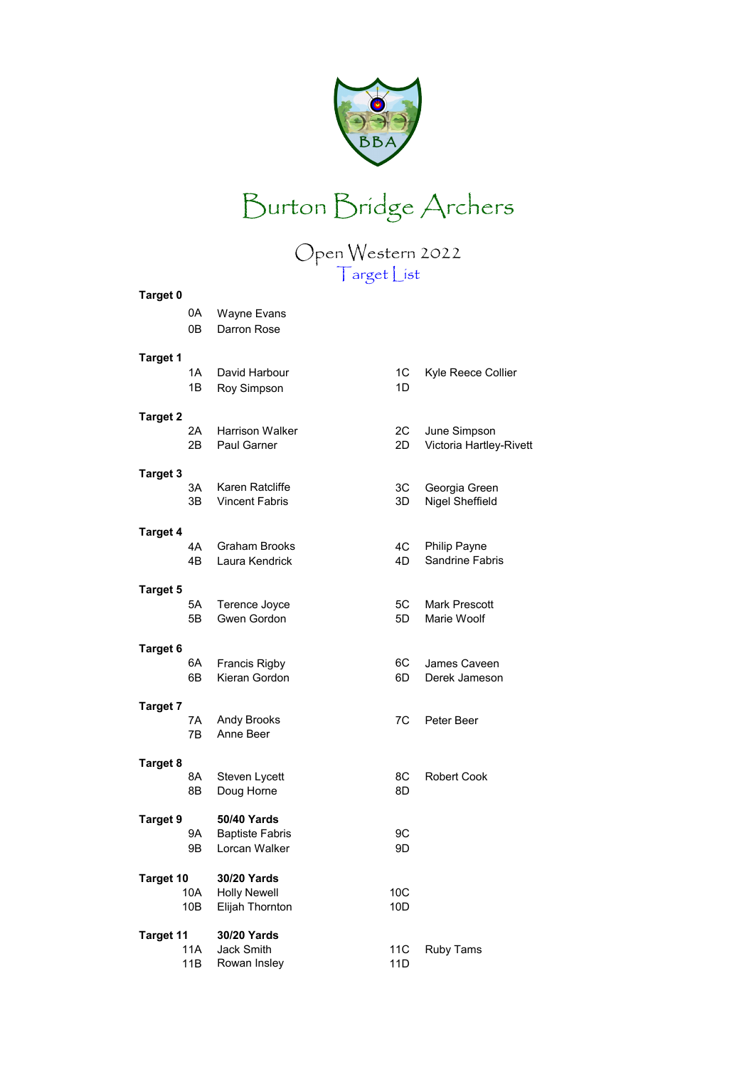# Burton Bridge Archers

## Open Western 2022

### Target List

**Target 0**

| | | | |
|---|---|---|---|
| 0A | Wayne Evans | | |
| 0B | Darron Rose | | |

**Target 1**

| | | | |
|---|---|---|---|
| 1A | David Harbour | 1C | Kyle Reece Collier |
| 1B | Roy Simpson | 1D | |

**Target 2**

| | | | |
|---|---|---|---|
| 2A | Harrison Walker | 2C | June Simpson |
| 2B | Paul Garner | 2D | Victoria Hartley-Rivett |

**Target 3**

| | | | |
|---|---|---|---|
| 3A | Karen Ratcliffe | 3C | Georgia Green |
| 3B | Vincent Fabris | 3D | Nigel Sheffield |

**Target 4**

| | | | |
|---|---|---|---|
| 4A | Graham Brooks | 4C | Philip Payne |
| 4B | Laura Kendrick | 4D | Sandrine Fabris |

**Target 5**

| | | | |
|---|---|---|---|
| 5A | Terence Joyce | 5C | Mark Prescott |
| 5B | Gwen Gordon | 5D | Marie Woolf |

**Target 6**

| | | | |
|---|---|---|---|
| 6A | Francis Rigby | 6C | James Caveen |
| 6B | Kieran Gordon | 6D | Derek Jameson |

**Target 7**

| | | | |
|---|---|---|---|
| 7A | Andy Brooks | 7C | Peter Beer |
| 7B | Anne Beer | | |

**Target 8**

| | | | |
|---|---|---|---|
| 8A | Steven Lycett | 8C | Robert Cook |
| 8B | Doug Horne | 8D | |

**Target 9** — **50/40 Yards**

| | | | |
|---|---|---|---|
| 9A | Baptiste Fabris | 9C | |
| 9B | Lorcan Walker | 9D | |

**Target 10** — **30/20 Yards**

| | | | |
|---|---|---|---|
| 10A | Holly Newell | 10C | |
| 10B | Elijah Thornton | 10D | |

**Target 11** — **30/20 Yards**

| | | | |
|---|---|---|---|
| 11A | Jack Smith | 11C | Ruby Tams |
| 11B | Rowan Insley | 11D | |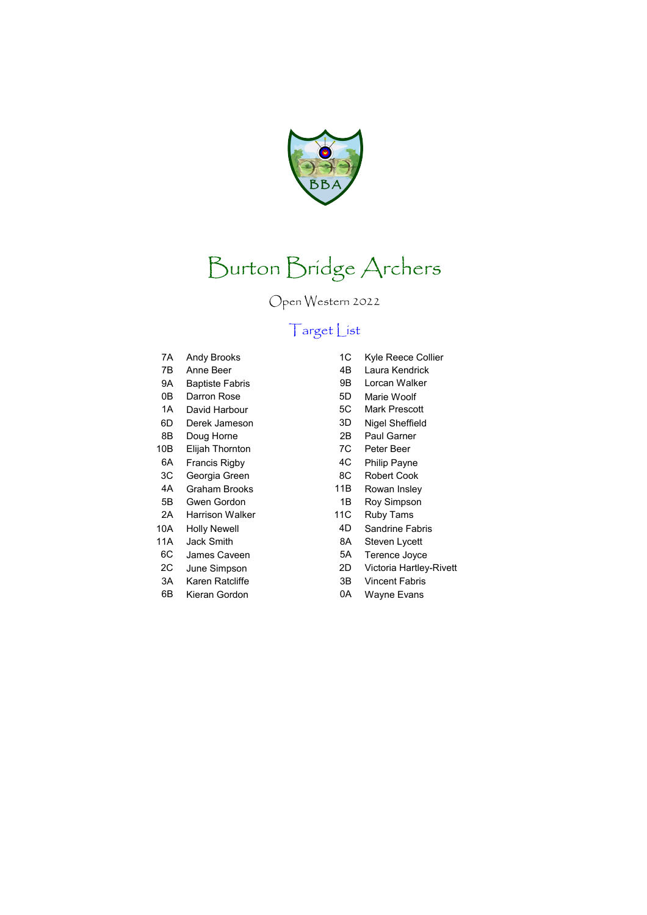# Burton Bridge Archers

## Open Western 2022

### Target List

| | | | |
|---|---|---|---|
| 7A | Andy Brooks | 1C | Kyle Reece Collier |
| 7B | Anne Beer | 4B | Laura Kendrick |
| 9A | Baptiste Fabris | 9B | Lorcan Walker |
| 0B | Darron Rose | 5D | Marie Woolf |
| 1A | David Harbour | 5C | Mark Prescott |
| 6D | Derek Jameson | 3D | Nigel Sheffield |
| 8B | Doug Horne | 2B | Paul Garner |
| 10B | Elijah Thornton | 7C | Peter Beer |
| 6A | Francis Rigby | 4C | Philip Payne |
| 3C | Georgia Green | 8C | Robert Cook |
| 4A | Graham Brooks | 11B | Rowan Insley |
| 5B | Gwen Gordon | 1B | Roy Simpson |
| 2A | Harrison Walker | 11C | Ruby Tams |
| 10A | Holly Newell | 4D | Sandrine Fabris |
| 11A | Jack Smith | 8A | Steven Lycett |
| 6C | James Caveen | 5A | Terence Joyce |
| 2C | June Simpson | 2D | Victoria Hartley-Rivett |
| 3A | Karen Ratcliffe | 3B | Vincent Fabris |
| 6B | Kieran Gordon | 0A | Wayne Evans |